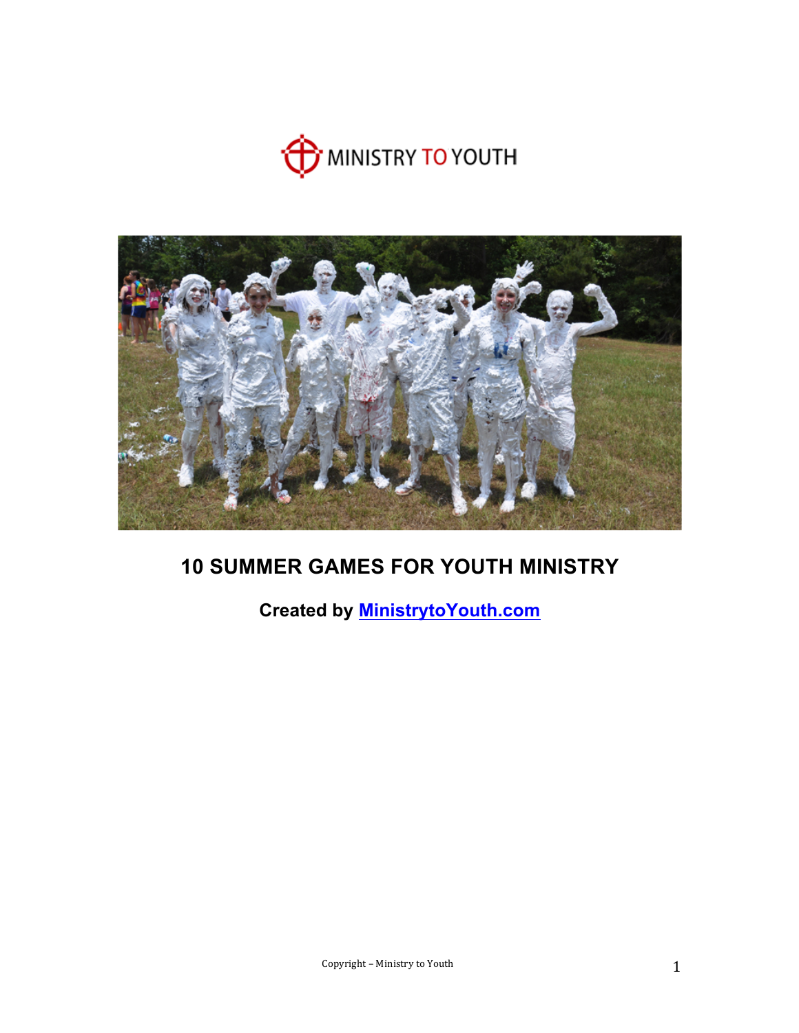MINISTRY TO YOUTH

# 10 SUMMER GAMES FOR YOUTH MINISTRY

**Created by [MinistrytoYouth.com](MinistrytoYouth.com)**

Copyright – Ministry to Youth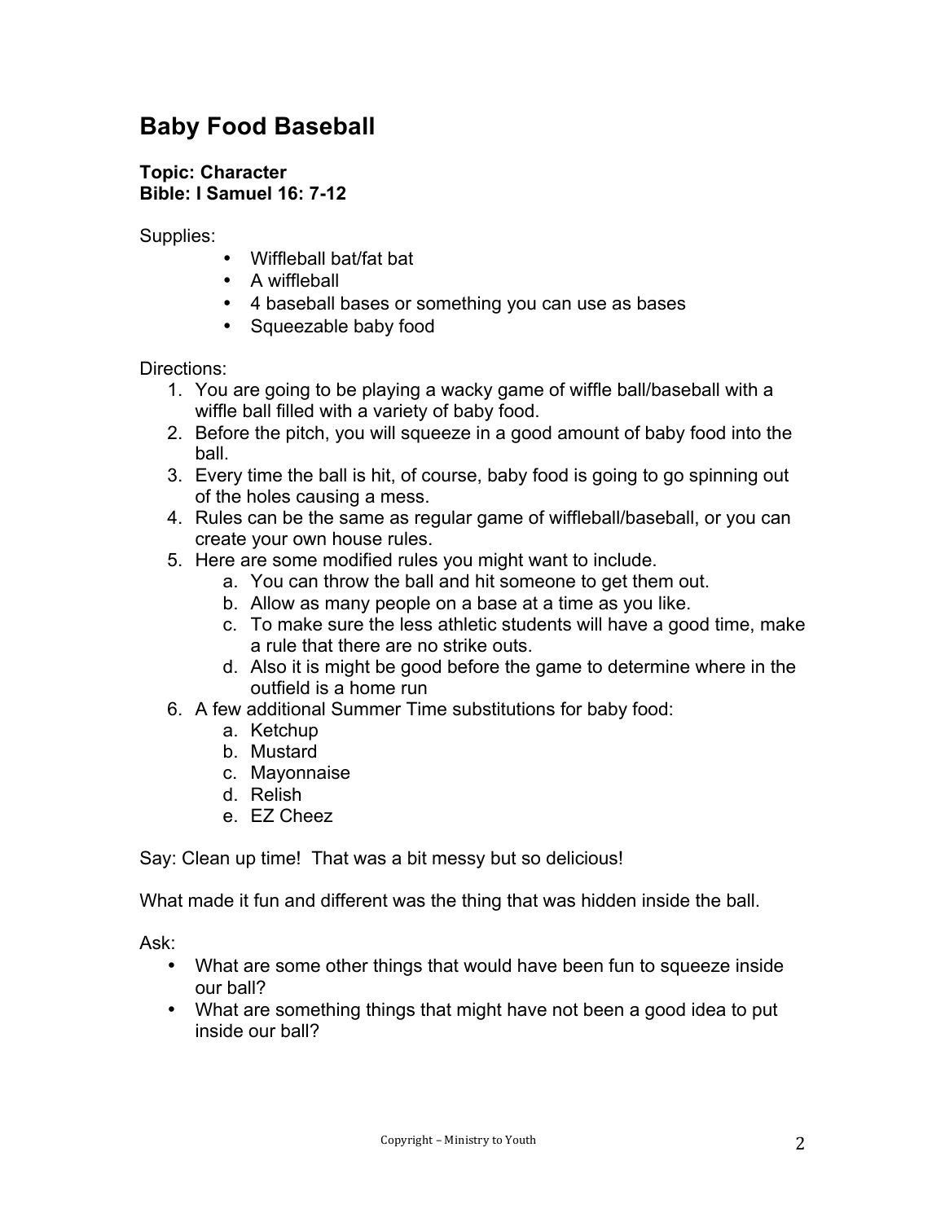## Baby Food Baseball

**Topic: Character**
**Bible: I Samuel 16: 7-12**

Supplies:

- Wiffleball bat/fat bat
- A wiffleball
- 4 baseball bases or something you can use as bases
- Squeezable baby food

Directions:

1. You are going to be playing a wacky game of wiffle ball/baseball with a wiffle ball filled with a variety of baby food.
2. Before the pitch, you will squeeze in a good amount of baby food into the ball.
3. Every time the ball is hit, of course, baby food is going to go spinning out of the holes causing a mess.
4. Rules can be the same as regular game of wiffleball/baseball, or you can create your own house rules.
5. Here are some modified rules you might want to include.
   a. You can throw the ball and hit someone to get them out.
   b. Allow as many people on a base at a time as you like.
   c. To make sure the less athletic students will have a good time, make a rule that there are no strike outs.
   d. Also it is might be good before the game to determine where in the outfield is a home run
6. A few additional Summer Time substitutions for baby food:
   a. Ketchup
   b. Mustard
   c. Mayonnaise
   d. Relish
   e. EZ Cheez

Say: Clean up time! That was a bit messy but so delicious!

What made it fun and different was the thing that was hidden inside the ball.

Ask:

- What are some other things that would have been fun to squeeze inside our ball?
- What are something things that might have not been a good idea to put inside our ball?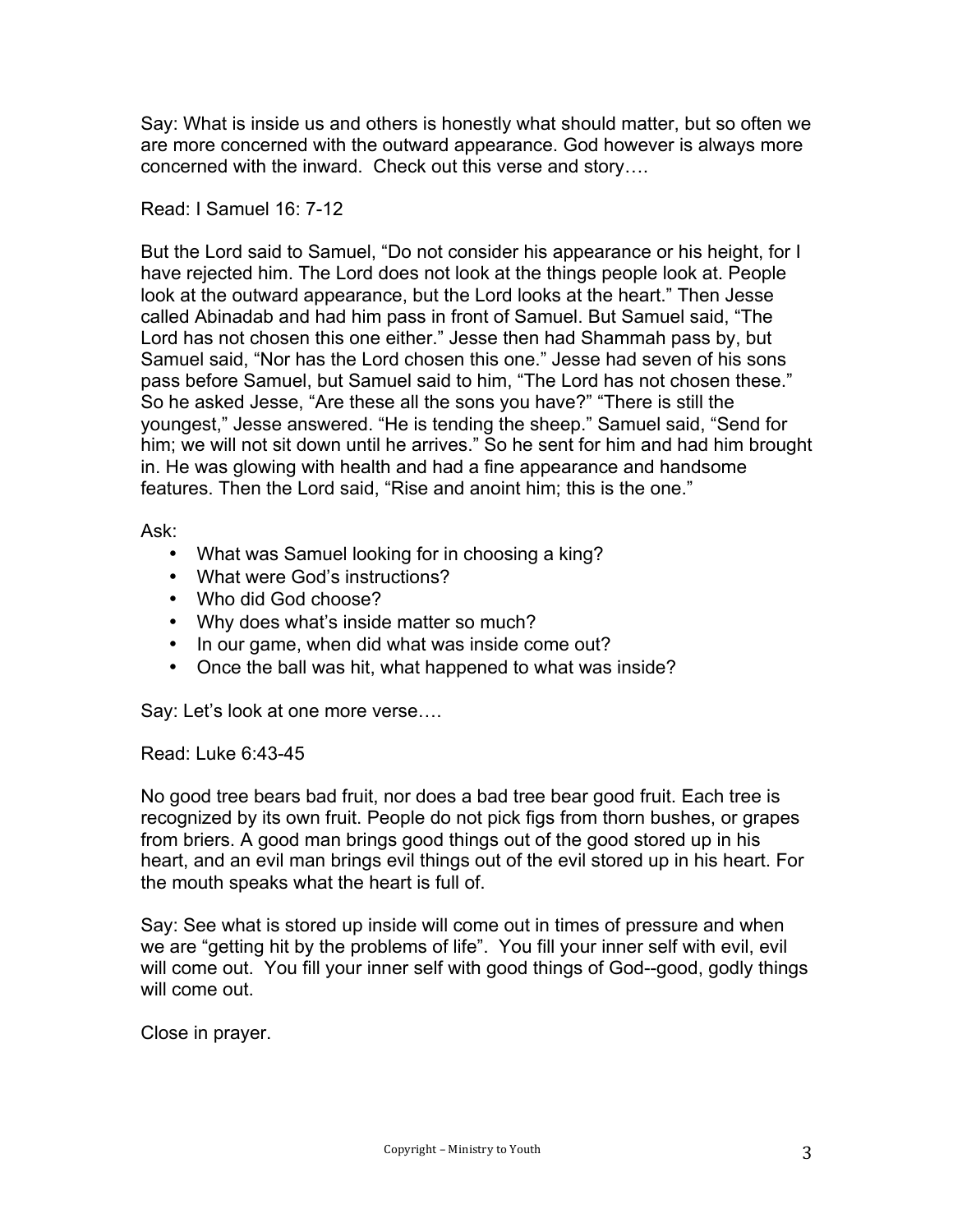Say: What is inside us and others is honestly what should matter, but so often we are more concerned with the outward appearance. God however is always more concerned with the inward. Check out this verse and story….

Read: I Samuel 16: 7-12

But the Lord said to Samuel, "Do not consider his appearance or his height, for I have rejected him. The Lord does not look at the things people look at. People look at the outward appearance, but the Lord looks at the heart." Then Jesse called Abinadab and had him pass in front of Samuel. But Samuel said, "The Lord has not chosen this one either." Jesse then had Shammah pass by, but Samuel said, "Nor has the Lord chosen this one." Jesse had seven of his sons pass before Samuel, but Samuel said to him, "The Lord has not chosen these." So he asked Jesse, "Are these all the sons you have?" "There is still the youngest," Jesse answered. "He is tending the sheep." Samuel said, "Send for him; we will not sit down until he arrives." So he sent for him and had him brought in. He was glowing with health and had a fine appearance and handsome features. Then the Lord said, "Rise and anoint him; this is the one."

Ask:

- What was Samuel looking for in choosing a king?
- What were God's instructions?
- Who did God choose?
- Why does what's inside matter so much?
- In our game, when did what was inside come out?
- Once the ball was hit, what happened to what was inside?

Say: Let's look at one more verse….

Read: Luke 6:43-45

No good tree bears bad fruit, nor does a bad tree bear good fruit. Each tree is recognized by its own fruit. People do not pick figs from thorn bushes, or grapes from briers. A good man brings good things out of the good stored up in his heart, and an evil man brings evil things out of the evil stored up in his heart. For the mouth speaks what the heart is full of.

Say: See what is stored up inside will come out in times of pressure and when we are "getting hit by the problems of life". You fill your inner self with evil, evil will come out. You fill your inner self with good things of God--good, godly things will come out.

Close in prayer.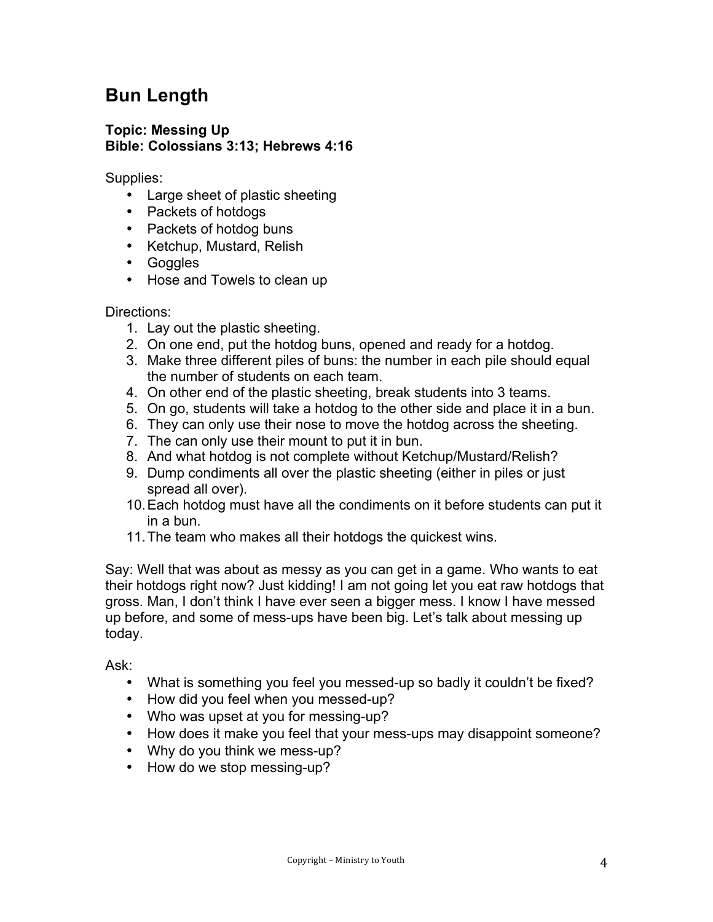## Bun Length

**Topic: Messing Up**
**Bible: Colossians 3:13; Hebrews 4:16**

Supplies:

- Large sheet of plastic sheeting
- Packets of hotdogs
- Packets of hotdog buns
- Ketchup, Mustard, Relish
- Goggles
- Hose and Towels to clean up

Directions:

1. Lay out the plastic sheeting.
2. On one end, put the hotdog buns, opened and ready for a hotdog.
3. Make three different piles of buns: the number in each pile should equal the number of students on each team.
4. On other end of the plastic sheeting, break students into 3 teams.
5. On go, students will take a hotdog to the other side and place it in a bun.
6. They can only use their nose to move the hotdog across the sheeting.
7. The can only use their mount to put it in bun.
8. And what hotdog is not complete without Ketchup/Mustard/Relish?
9. Dump condiments all over the plastic sheeting (either in piles or just spread all over).
10. Each hotdog must have all the condiments on it before students can put it in a bun.
11. The team who makes all their hotdogs the quickest wins.

Say: Well that was about as messy as you can get in a game. Who wants to eat their hotdogs right now? Just kidding! I am not going let you eat raw hotdogs that gross. Man, I don't think I have ever seen a bigger mess. I know I have messed up before, and some of mess-ups have been big. Let's talk about messing up today.

Ask:

- What is something you feel you messed-up so badly it couldn't be fixed?
- How did you feel when you messed-up?
- Who was upset at you for messing-up?
- How does it make you feel that your mess-ups may disappoint someone?
- Why do you think we mess-up?
- How do we stop messing-up?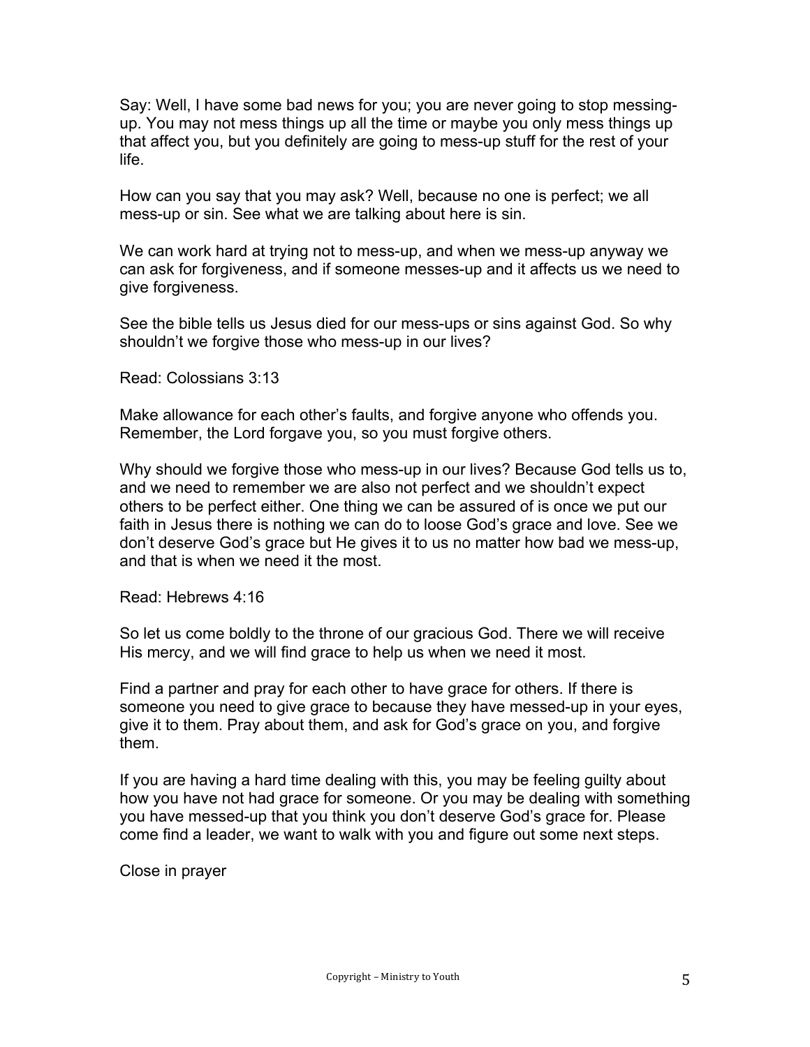Say: Well, I have some bad news for you; you are never going to stop messing-up. You may not mess things up all the time or maybe you only mess things up that affect you, but you definitely are going to mess-up stuff for the rest of your life.

How can you say that you may ask? Well, because no one is perfect; we all mess-up or sin. See what we are talking about here is sin.

We can work hard at trying not to mess-up, and when we mess-up anyway we can ask for forgiveness, and if someone messes-up and it affects us we need to give forgiveness.

See the bible tells us Jesus died for our mess-ups or sins against God. So why shouldn't we forgive those who mess-up in our lives?

Read: Colossians 3:13

Make allowance for each other's faults, and forgive anyone who offends you. Remember, the Lord forgave you, so you must forgive others.

Why should we forgive those who mess-up in our lives? Because God tells us to, and we need to remember we are also not perfect and we shouldn't expect others to be perfect either. One thing we can be assured of is once we put our faith in Jesus there is nothing we can do to loose God's grace and love. See we don't deserve God's grace but He gives it to us no matter how bad we mess-up, and that is when we need it the most.

Read: Hebrews 4:16

So let us come boldly to the throne of our gracious God. There we will receive His mercy, and we will find grace to help us when we need it most.

Find a partner and pray for each other to have grace for others. If there is someone you need to give grace to because they have messed-up in your eyes, give it to them. Pray about them, and ask for God's grace on you, and forgive them.

If you are having a hard time dealing with this, you may be feeling guilty about how you have not had grace for someone. Or you may be dealing with something you have messed-up that you think you don't deserve God's grace for. Please come find a leader, we want to walk with you and figure out some next steps.

Close in prayer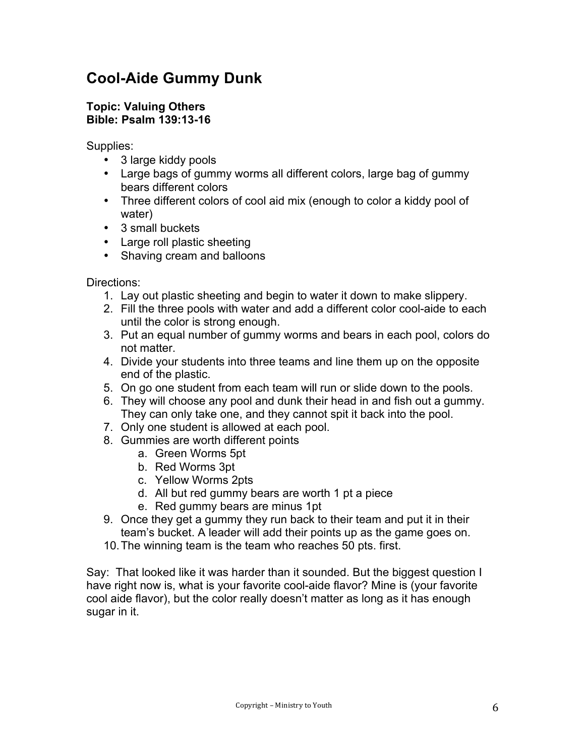# Cool-Aide Gummy Dunk

**Topic: Valuing Others**
**Bible: Psalm 139:13-16**

Supplies:

- 3 large kiddy pools
- Large bags of gummy worms all different colors, large bag of gummy bears different colors
- Three different colors of cool aid mix (enough to color a kiddy pool of water)
- 3 small buckets
- Large roll plastic sheeting
- Shaving cream and balloons

Directions:

1. Lay out plastic sheeting and begin to water it down to make slippery.
2. Fill the three pools with water and add a different color cool-aide to each until the color is strong enough.
3. Put an equal number of gummy worms and bears in each pool, colors do not matter.
4. Divide your students into three teams and line them up on the opposite end of the plastic.
5. On go one student from each team will run or slide down to the pools.
6. They will choose any pool and dunk their head in and fish out a gummy. They can only take one, and they cannot spit it back into the pool.
7. Only one student is allowed at each pool.
8. Gummies are worth different points
   a. Green Worms 5pt
   b. Red Worms 3pt
   c. Yellow Worms 2pts
   d. All but red gummy bears are worth 1 pt a piece
   e. Red gummy bears are minus 1pt
9. Once they get a gummy they run back to their team and put it in their team's bucket. A leader will add their points up as the game goes on.
10. The winning team is the team who reaches 50 pts. first.

Say: That looked like it was harder than it sounded. But the biggest question I have right now is, what is your favorite cool-aide flavor? Mine is (your favorite cool aide flavor), but the color really doesn't matter as long as it has enough sugar in it.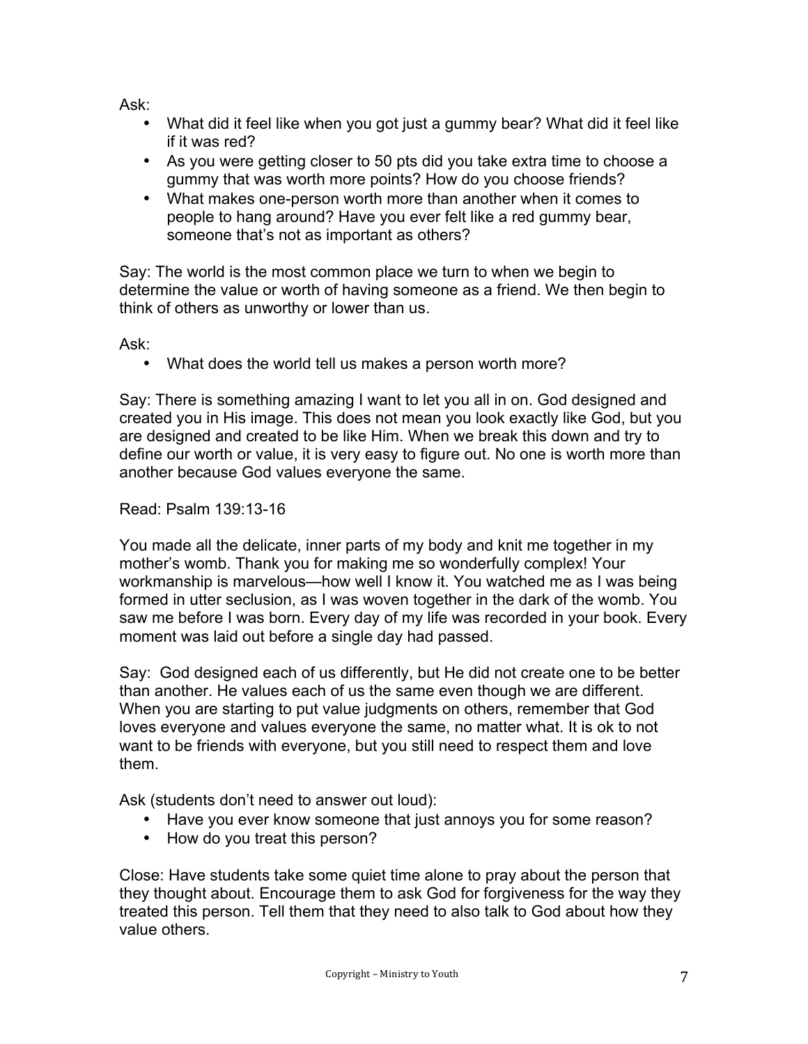Ask:

- What did it feel like when you got just a gummy bear? What did it feel like if it was red?
- As you were getting closer to 50 pts did you take extra time to choose a gummy that was worth more points? How do you choose friends?
- What makes one-person worth more than another when it comes to people to hang around? Have you ever felt like a red gummy bear, someone that's not as important as others?

Say: The world is the most common place we turn to when we begin to determine the value or worth of having someone as a friend. We then begin to think of others as unworthy or lower than us.

Ask:

- What does the world tell us makes a person worth more?

Say: There is something amazing I want to let you all in on. God designed and created you in His image. This does not mean you look exactly like God, but you are designed and created to be like Him. When we break this down and try to define our worth or value, it is very easy to figure out. No one is worth more than another because God values everyone the same.

Read: Psalm 139:13-16

You made all the delicate, inner parts of my body and knit me together in my mother's womb. Thank you for making me so wonderfully complex! Your workmanship is marvelous—how well I know it. You watched me as I was being formed in utter seclusion, as I was woven together in the dark of the womb. You saw me before I was born. Every day of my life was recorded in your book. Every moment was laid out before a single day had passed.

Say: God designed each of us differently, but He did not create one to be better than another. He values each of us the same even though we are different. When you are starting to put value judgments on others, remember that God loves everyone and values everyone the same, no matter what. It is ok to not want to be friends with everyone, but you still need to respect them and love them.

Ask (students don't need to answer out loud):

- Have you ever know someone that just annoys you for some reason?
- How do you treat this person?

Close: Have students take some quiet time alone to pray about the person that they thought about. Encourage them to ask God for forgiveness for the way they treated this person. Tell them that they need to also talk to God about how they value others.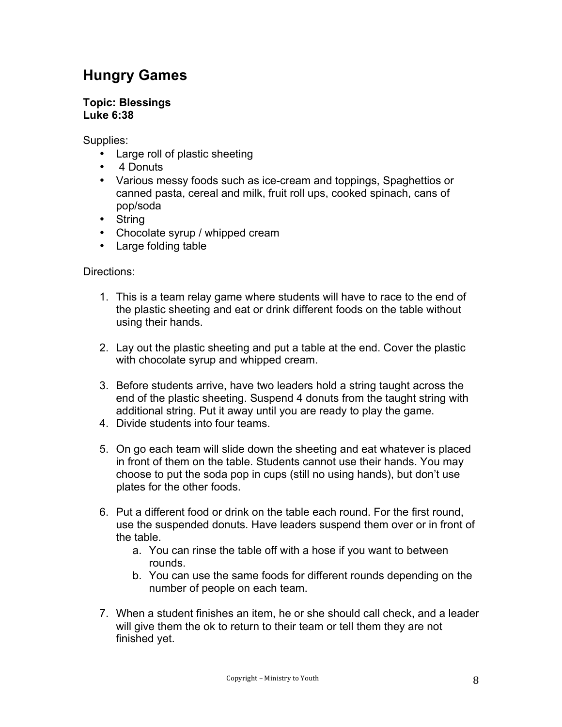## Hungry Games

**Topic: Blessings**
**Luke 6:38**

Supplies:

- Large roll of plastic sheeting
- 4 Donuts
- Various messy foods such as ice-cream and toppings, Spaghettios or canned pasta, cereal and milk, fruit roll ups, cooked spinach, cans of pop/soda
- String
- Chocolate syrup / whipped cream
- Large folding table

Directions:

1. This is a team relay game where students will have to race to the end of the plastic sheeting and eat or drink different foods on the table without using their hands.

2. Lay out the plastic sheeting and put a table at the end. Cover the plastic with chocolate syrup and whipped cream.

3. Before students arrive, have two leaders hold a string taught across the end of the plastic sheeting. Suspend 4 donuts from the taught string with additional string. Put it away until you are ready to play the game.
4. Divide students into four teams.

5. On go each team will slide down the sheeting and eat whatever is placed in front of them on the table. Students cannot use their hands. You may choose to put the soda pop in cups (still no using hands), but don't use plates for the other foods.

6. Put a different food or drink on the table each round. For the first round, use the suspended donuts. Have leaders suspend them over or in front of the table.
    a. You can rinse the table off with a hose if you want to between rounds.
    b. You can use the same foods for different rounds depending on the number of people on each team.

7. When a student finishes an item, he or she should call check, and a leader will give them the ok to return to their team or tell them they are not finished yet.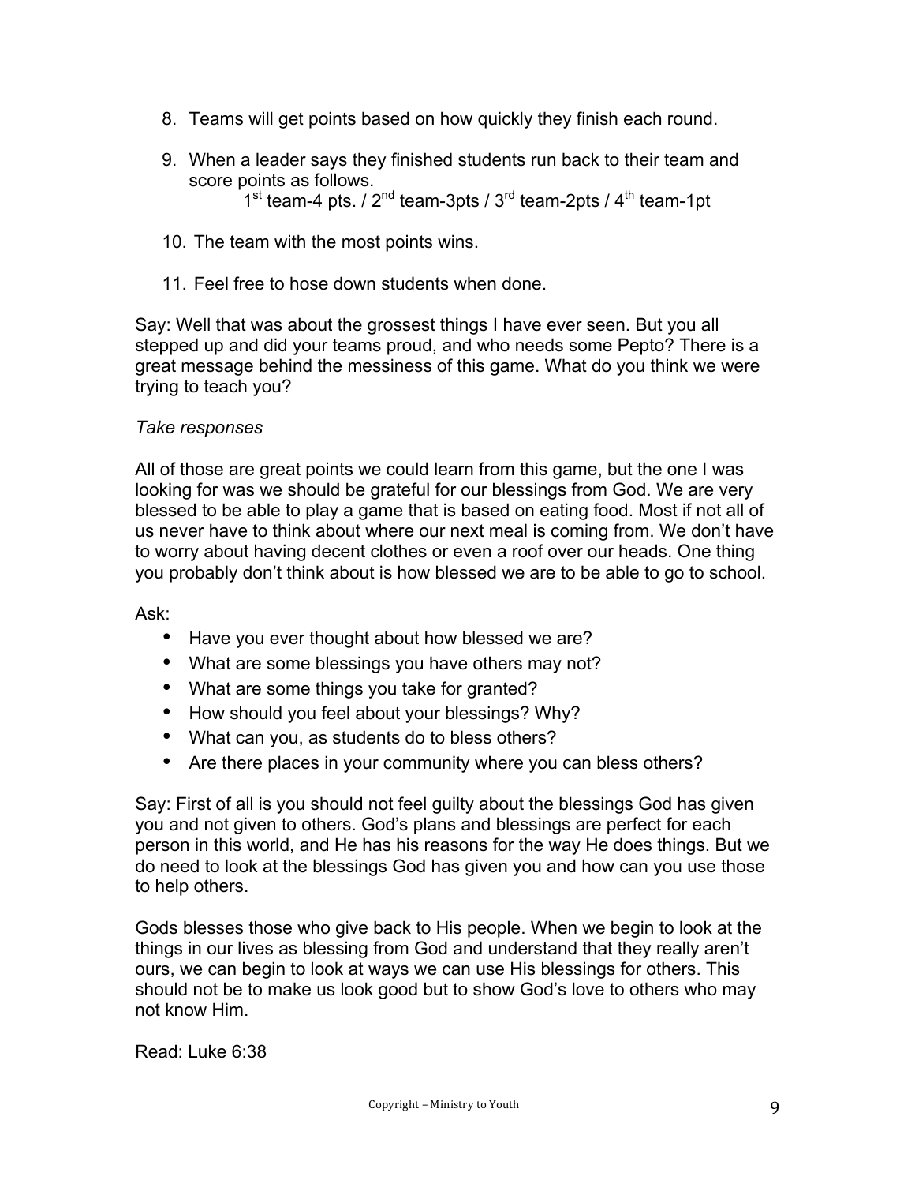8. Teams will get points based on how quickly they finish each round.

9. When a leader says they finished students run back to their team and score points as follows.
   1st team-4 pts. / 2nd team-3pts / 3rd team-2pts / 4th team-1pt

10. The team with the most points wins.

11. Feel free to hose down students when done.

Say: Well that was about the grossest things I have ever seen. But you all stepped up and did your teams proud, and who needs some Pepto? There is a great message behind the messiness of this game. What do you think we were trying to teach you?

*Take responses*

All of those are great points we could learn from this game, but the one I was looking for was we should be grateful for our blessings from God. We are very blessed to be able to play a game that is based on eating food. Most if not all of us never have to think about where our next meal is coming from. We don't have to worry about having decent clothes or even a roof over our heads. One thing you probably don't think about is how blessed we are to be able to go to school.

Ask:

- Have you ever thought about how blessed we are?
- What are some blessings you have others may not?
- What are some things you take for granted?
- How should you feel about your blessings? Why?
- What can you, as students do to bless others?
- Are there places in your community where you can bless others?

Say: First of all is you should not feel guilty about the blessings God has given you and not given to others. God's plans and blessings are perfect for each person in this world, and He has his reasons for the way He does things. But we do need to look at the blessings God has given you and how can you use those to help others.

Gods blesses those who give back to His people. When we begin to look at the things in our lives as blessing from God and understand that they really aren't ours, we can begin to look at ways we can use His blessings for others. This should not be to make us look good but to show God's love to others who may not know Him.

Read: Luke 6:38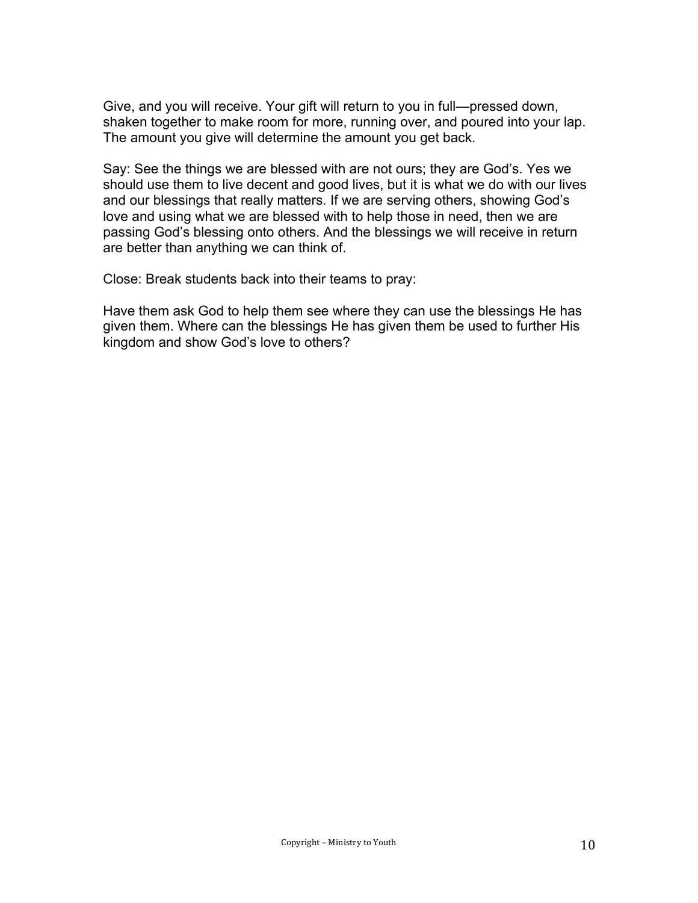Give, and you will receive. Your gift will return to you in full—pressed down, shaken together to make room for more, running over, and poured into your lap. The amount you give will determine the amount you get back.

Say: See the things we are blessed with are not ours; they are God's. Yes we should use them to live decent and good lives, but it is what we do with our lives and our blessings that really matters. If we are serving others, showing God's love and using what we are blessed with to help those in need, then we are passing God's blessing onto others. And the blessings we will receive in return are better than anything we can think of.

Close: Break students back into their teams to pray:

Have them ask God to help them see where they can use the blessings He has given them. Where can the blessings He has given them be used to further His kingdom and show God's love to others?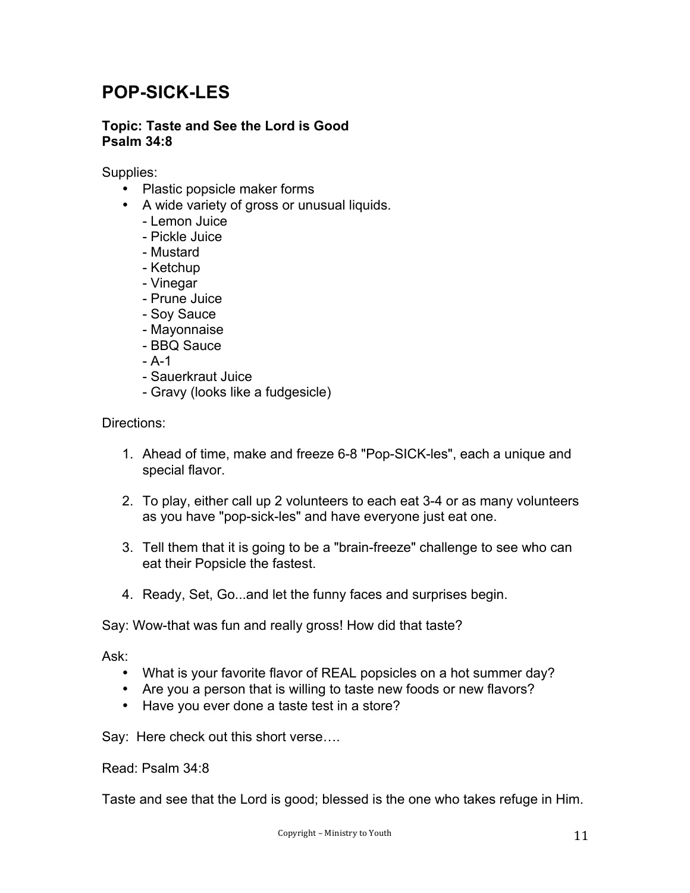# POP-SICK-LES

**Topic: Taste and See the Lord is Good**
**Psalm 34:8**

Supplies:

- Plastic popsicle maker forms
- A wide variety of gross or unusual liquids.
  - Lemon Juice
  - Pickle Juice
  - Mustard
  - Ketchup
  - Vinegar
  - Prune Juice
  - Soy Sauce
  - Mayonnaise
  - BBQ Sauce
  - A-1
  - Sauerkraut Juice
  - Gravy (looks like a fudgesicle)

Directions:

1. Ahead of time, make and freeze 6-8 "Pop-SICK-les", each a unique and special flavor.
2. To play, either call up 2 volunteers to each eat 3-4 or as many volunteers as you have "pop-sick-les" and have everyone just eat one.
3. Tell them that it is going to be a "brain-freeze" challenge to see who can eat their Popsicle the fastest.
4. Ready, Set, Go...and let the funny faces and surprises begin.

Say: Wow-that was fun and really gross! How did that taste?

Ask:

- What is your favorite flavor of REAL popsicles on a hot summer day?
- Are you a person that is willing to taste new foods or new flavors?
- Have you ever done a taste test in a store?

Say: Here check out this short verse….

Read: Psalm 34:8

Taste and see that the Lord is good; blessed is the one who takes refuge in Him.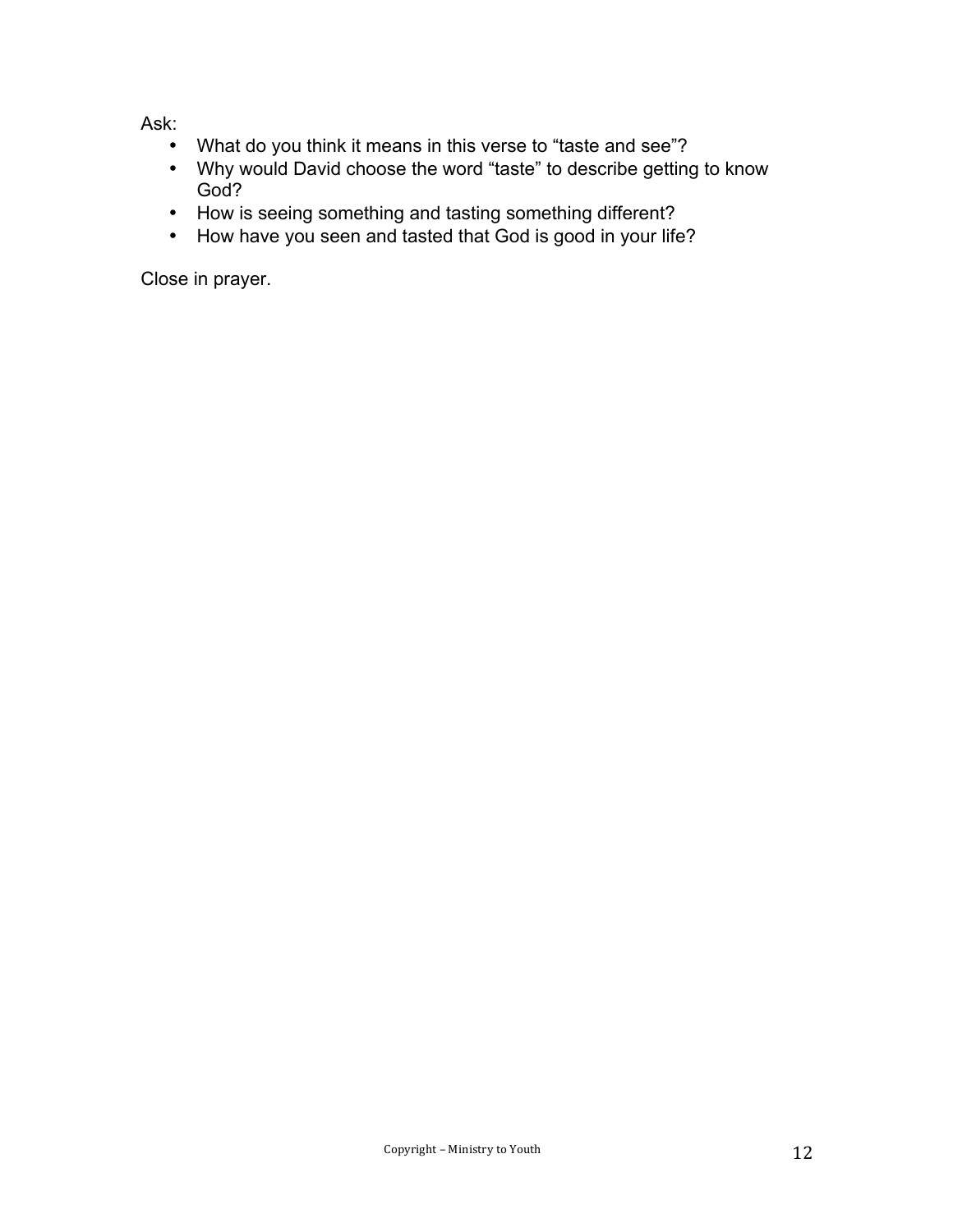Ask:

- What do you think it means in this verse to "taste and see"?
- Why would David choose the word "taste" to describe getting to know God?
- How is seeing something and tasting something different?
- How have you seen and tasted that God is good in your life?

Close in prayer.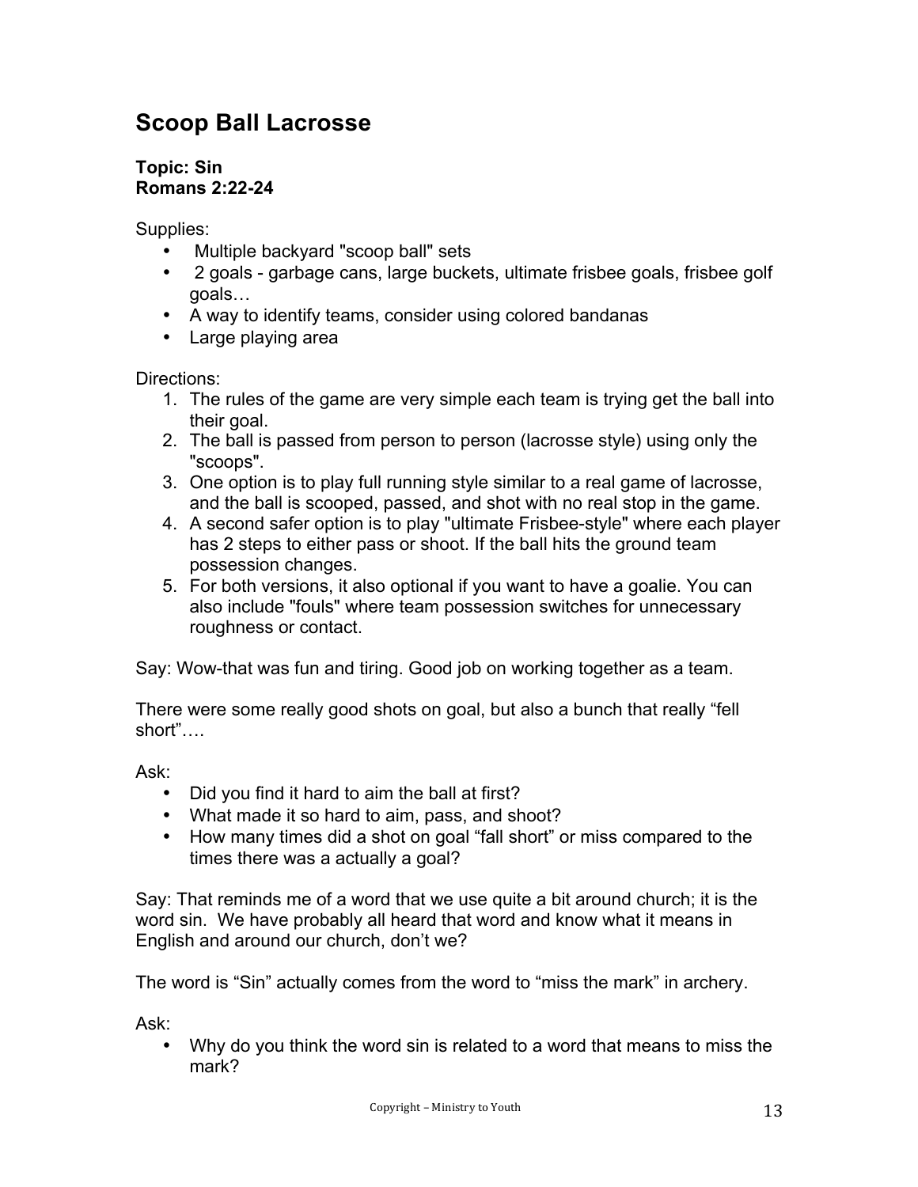## Scoop Ball Lacrosse

**Topic: Sin**
**Romans 2:22-24**

Supplies:

- Multiple backyard "scoop ball" sets
- 2 goals - garbage cans, large buckets, ultimate frisbee goals, frisbee golf goals…
- A way to identify teams, consider using colored bandanas
- Large playing area

Directions:

1. The rules of the game are very simple each team is trying get the ball into their goal.
2. The ball is passed from person to person (lacrosse style) using only the "scoops".
3. One option is to play full running style similar to a real game of lacrosse, and the ball is scooped, passed, and shot with no real stop in the game.
4. A second safer option is to play "ultimate Frisbee-style" where each player has 2 steps to either pass or shoot. If the ball hits the ground team possession changes.
5. For both versions, it also optional if you want to have a goalie. You can also include "fouls" where team possession switches for unnecessary roughness or contact.

Say: Wow-that was fun and tiring. Good job on working together as a team.

There were some really good shots on goal, but also a bunch that really "fell short"….

Ask:

- Did you find it hard to aim the ball at first?
- What made it so hard to aim, pass, and shoot?
- How many times did a shot on goal "fall short" or miss compared to the times there was a actually a goal?

Say: That reminds me of a word that we use quite a bit around church; it is the word sin. We have probably all heard that word and know what it means in English and around our church, don't we?

The word is "Sin" actually comes from the word to "miss the mark" in archery.

Ask:

- Why do you think the word sin is related to a word that means to miss the mark?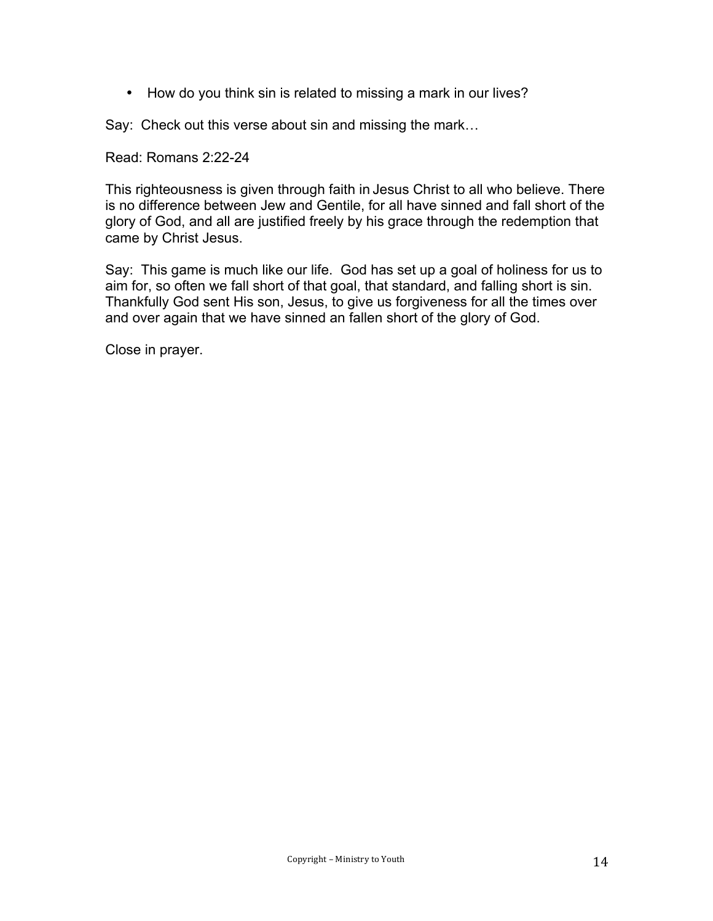- How do you think sin is related to missing a mark in our lives?

Say: Check out this verse about sin and missing the mark…

Read: Romans 2:22-24

This righteousness is given through faith in Jesus Christ to all who believe. There is no difference between Jew and Gentile, for all have sinned and fall short of the glory of God, and all are justified freely by his grace through the redemption that came by Christ Jesus.

Say: This game is much like our life. God has set up a goal of holiness for us to aim for, so often we fall short of that goal, that standard, and falling short is sin. Thankfully God sent His son, Jesus, to give us forgiveness for all the times over and over again that we have sinned an fallen short of the glory of God.

Close in prayer.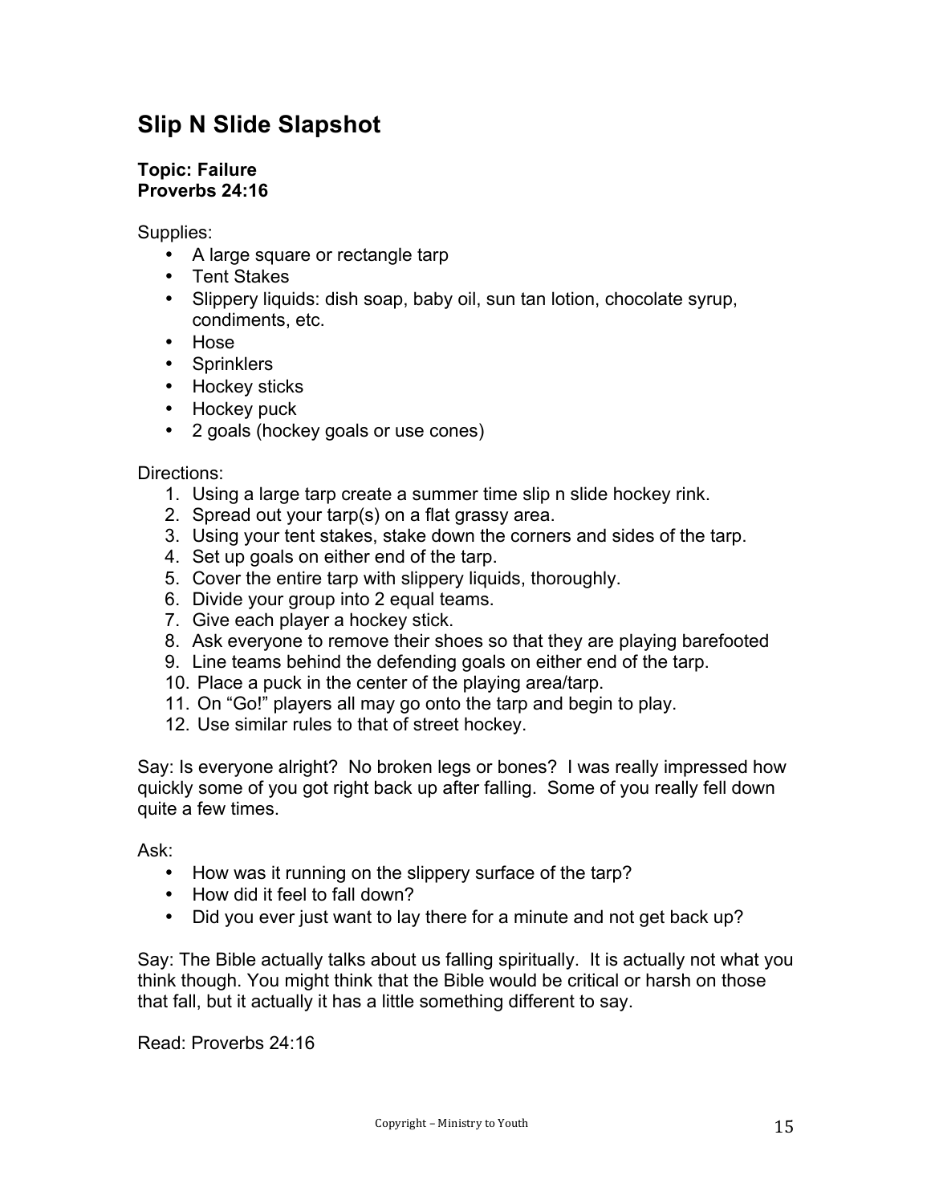## Slip N Slide Slapshot

**Topic: Failure**
**Proverbs 24:16**

Supplies:

- A large square or rectangle tarp
- Tent Stakes
- Slippery liquids: dish soap, baby oil, sun tan lotion, chocolate syrup, condiments, etc.
- Hose
- Sprinklers
- Hockey sticks
- Hockey puck
- 2 goals (hockey goals or use cones)

Directions:

1. Using a large tarp create a summer time slip n slide hockey rink.
2. Spread out your tarp(s) on a flat grassy area.
3. Using your tent stakes, stake down the corners and sides of the tarp.
4. Set up goals on either end of the tarp.
5. Cover the entire tarp with slippery liquids, thoroughly.
6. Divide your group into 2 equal teams.
7. Give each player a hockey stick.
8. Ask everyone to remove their shoes so that they are playing barefooted
9. Line teams behind the defending goals on either end of the tarp.
10. Place a puck in the center of the playing area/tarp.
11. On "Go!" players all may go onto the tarp and begin to play.
12. Use similar rules to that of street hockey.

Say: Is everyone alright? No broken legs or bones? I was really impressed how quickly some of you got right back up after falling. Some of you really fell down quite a few times.

Ask:

- How was it running on the slippery surface of the tarp?
- How did it feel to fall down?
- Did you ever just want to lay there for a minute and not get back up?

Say: The Bible actually talks about us falling spiritually. It is actually not what you think though. You might think that the Bible would be critical or harsh on those that fall, but it actually it has a little something different to say.

Read: Proverbs 24:16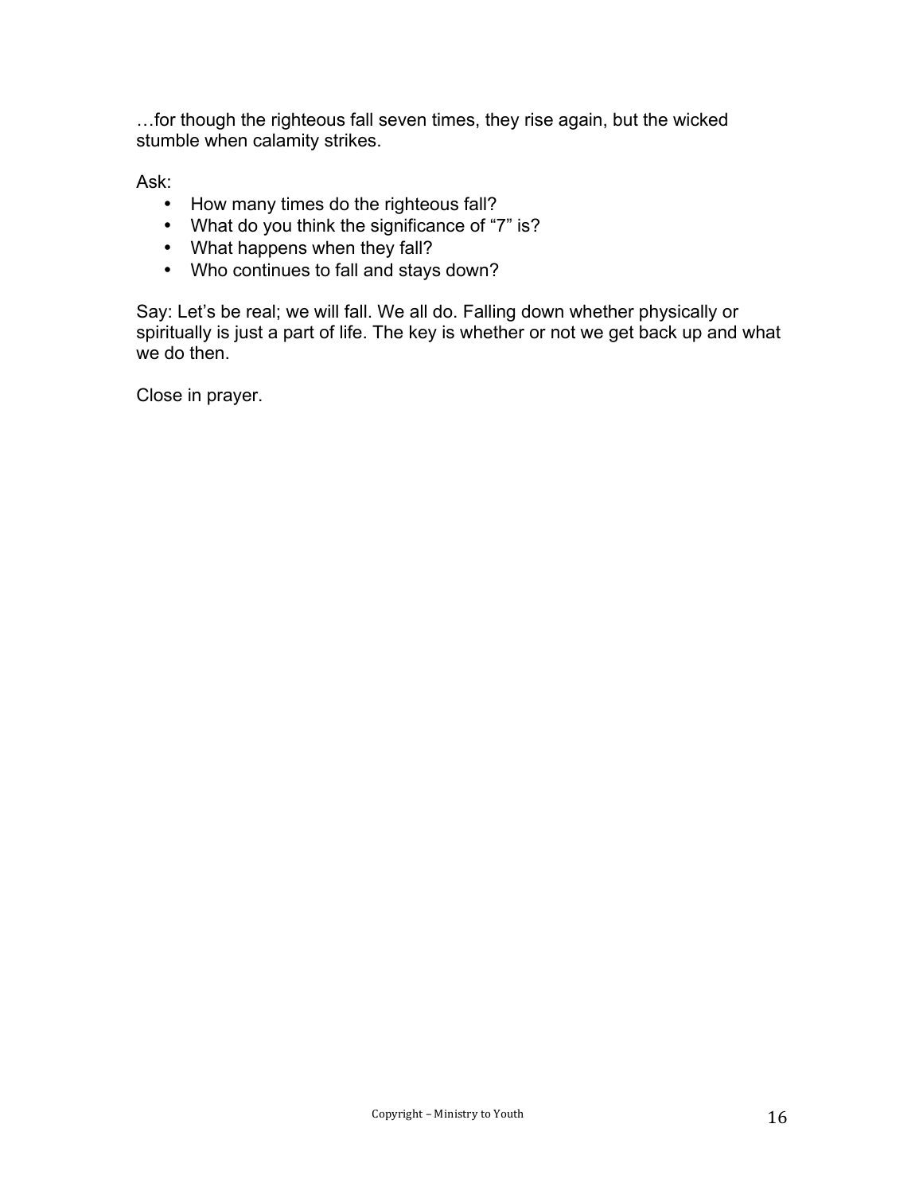…for though the righteous fall seven times, they rise again, but the wicked stumble when calamity strikes.

Ask:

- How many times do the righteous fall?
- What do you think the significance of “7” is?
- What happens when they fall?
- Who continues to fall and stays down?

Say: Let’s be real; we will fall. We all do. Falling down whether physically or spiritually is just a part of life. The key is whether or not we get back up and what we do then.

Close in prayer.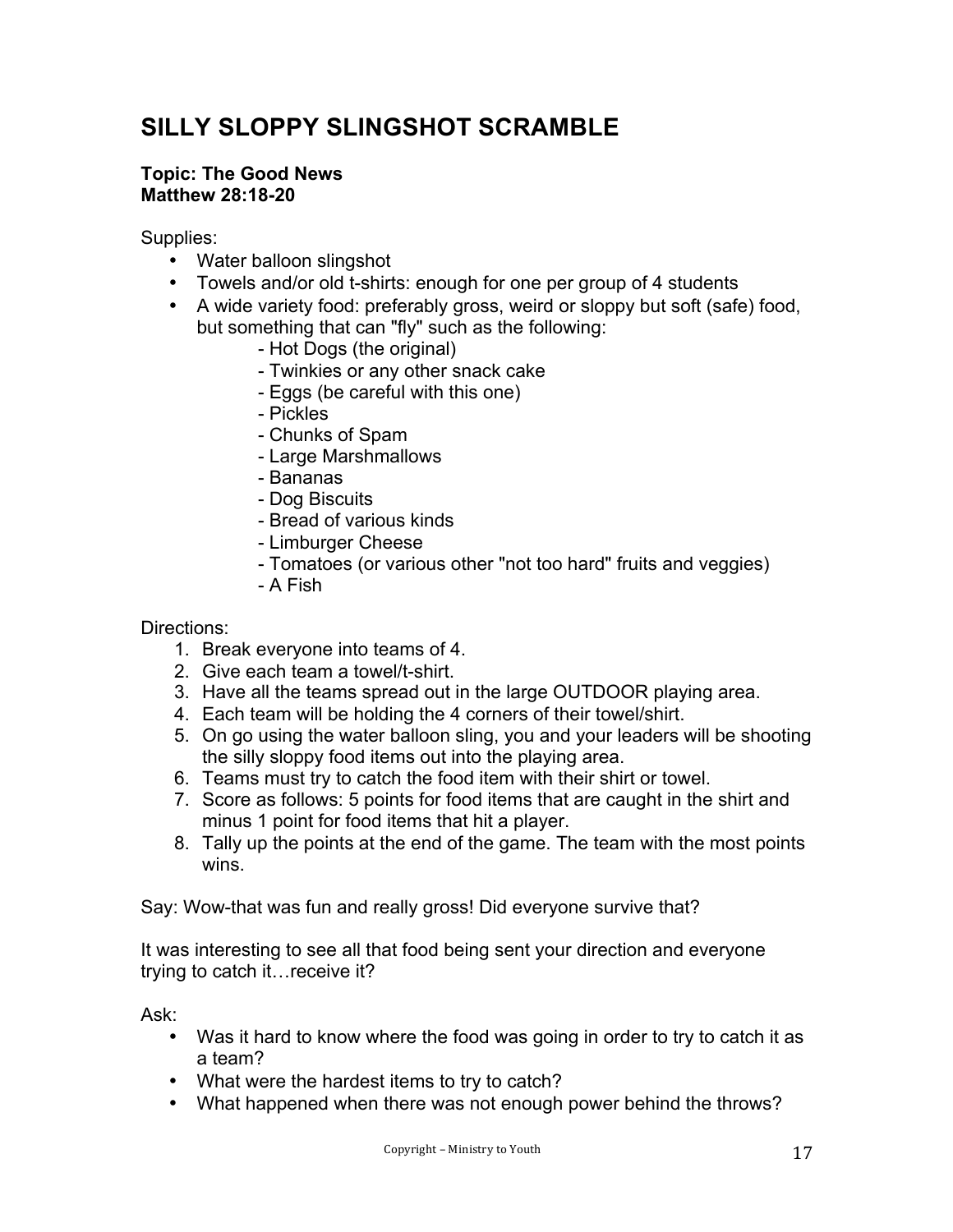# SILLY SLOPPY SLINGSHOT SCRAMBLE

**Topic: The Good News**
**Matthew 28:18-20**

Supplies:

- Water balloon slingshot
- Towels and/or old t-shirts: enough for one per group of 4 students
- A wide variety food: preferably gross, weird or sloppy but soft (safe) food, but something that can "fly" such as the following:
  - Hot Dogs (the original)
  - Twinkies or any other snack cake
  - Eggs (be careful with this one)
  - Pickles
  - Chunks of Spam
  - Large Marshmallows
  - Bananas
  - Dog Biscuits
  - Bread of various kinds
  - Limburger Cheese
  - Tomatoes (or various other "not too hard" fruits and veggies)
  - A Fish

Directions:

1. Break everyone into teams of 4.
2. Give each team a towel/t-shirt.
3. Have all the teams spread out in the large OUTDOOR playing area.
4. Each team will be holding the 4 corners of their towel/shirt.
5. On go using the water balloon sling, you and your leaders will be shooting the silly sloppy food items out into the playing area.
6. Teams must try to catch the food item with their shirt or towel.
7. Score as follows: 5 points for food items that are caught in the shirt and minus 1 point for food items that hit a player.
8. Tally up the points at the end of the game. The team with the most points wins.

Say: Wow-that was fun and really gross! Did everyone survive that?

It was interesting to see all that food being sent your direction and everyone trying to catch it…receive it?

Ask:

- Was it hard to know where the food was going in order to try to catch it as a team?
- What were the hardest items to try to catch?
- What happened when there was not enough power behind the throws?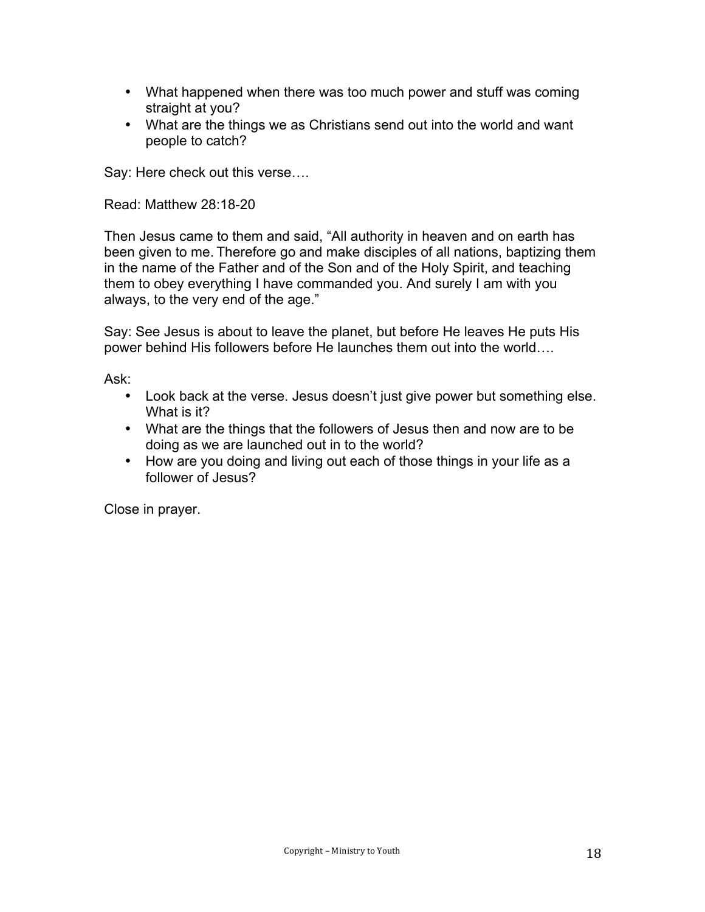- What happened when there was too much power and stuff was coming straight at you?
- What are the things we as Christians send out into the world and want people to catch?

Say: Here check out this verse….

Read: Matthew 28:18-20

Then Jesus came to them and said, "All authority in heaven and on earth has been given to me. Therefore go and make disciples of all nations, baptizing them in the name of the Father and of the Son and of the Holy Spirit, and teaching them to obey everything I have commanded you. And surely I am with you always, to the very end of the age."

Say: See Jesus is about to leave the planet, but before He leaves He puts His power behind His followers before He launches them out into the world….

Ask:

- Look back at the verse. Jesus doesn't just give power but something else. What is it?
- What are the things that the followers of Jesus then and now are to be doing as we are launched out in to the world?
- How are you doing and living out each of those things in your life as a follower of Jesus?

Close in prayer.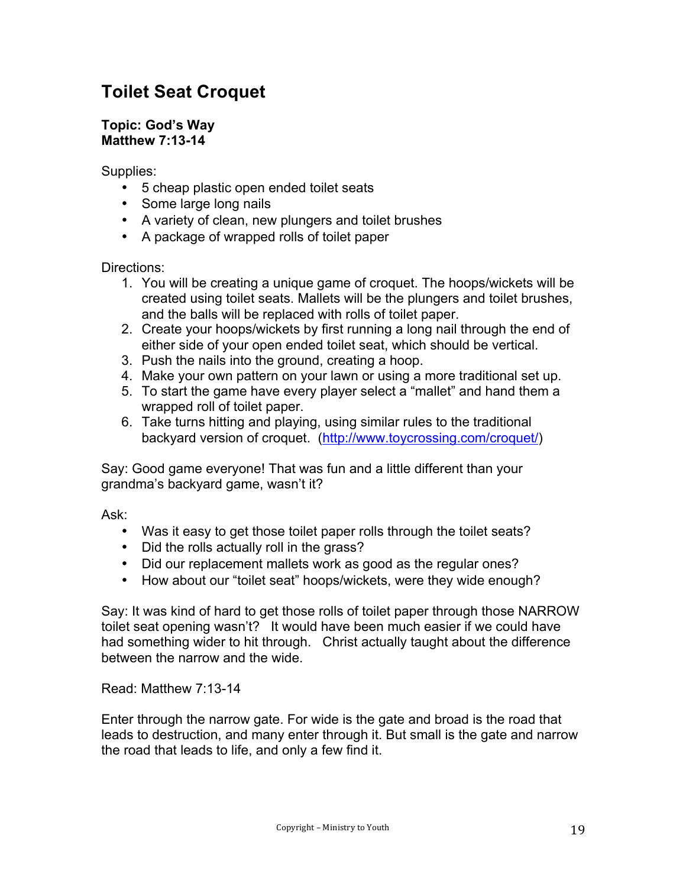## Toilet Seat Croquet

**Topic: God's Way**
**Matthew 7:13-14**

Supplies:

- 5 cheap plastic open ended toilet seats
- Some large long nails
- A variety of clean, new plungers and toilet brushes
- A package of wrapped rolls of toilet paper

Directions:

1. You will be creating a unique game of croquet. The hoops/wickets will be created using toilet seats. Mallets will be the plungers and toilet brushes, and the balls will be replaced with rolls of toilet paper.
2. Create your hoops/wickets by first running a long nail through the end of either side of your open ended toilet seat, which should be vertical.
3. Push the nails into the ground, creating a hoop.
4. Make your own pattern on your lawn or using a more traditional set up.
5. To start the game have every player select a "mallet" and hand them a wrapped roll of toilet paper.
6. Take turns hitting and playing, using similar rules to the traditional backyard version of croquet. ([http://www.toycrossing.com/croquet/](http://www.toycrossing.com/croquet/))

Say: Good game everyone! That was fun and a little different than your grandma's backyard game, wasn't it?

Ask:

- Was it easy to get those toilet paper rolls through the toilet seats?
- Did the rolls actually roll in the grass?
- Did our replacement mallets work as good as the regular ones?
- How about our "toilet seat" hoops/wickets, were they wide enough?

Say: It was kind of hard to get those rolls of toilet paper through those NARROW toilet seat opening wasn't it? It would have been much easier if we could have had something wider to hit through. Christ actually taught about the difference between the narrow and the wide.

Read: Matthew 7:13-14

Enter through the narrow gate. For wide is the gate and broad is the road that leads to destruction, and many enter through it. But small is the gate and narrow the road that leads to life, and only a few find it.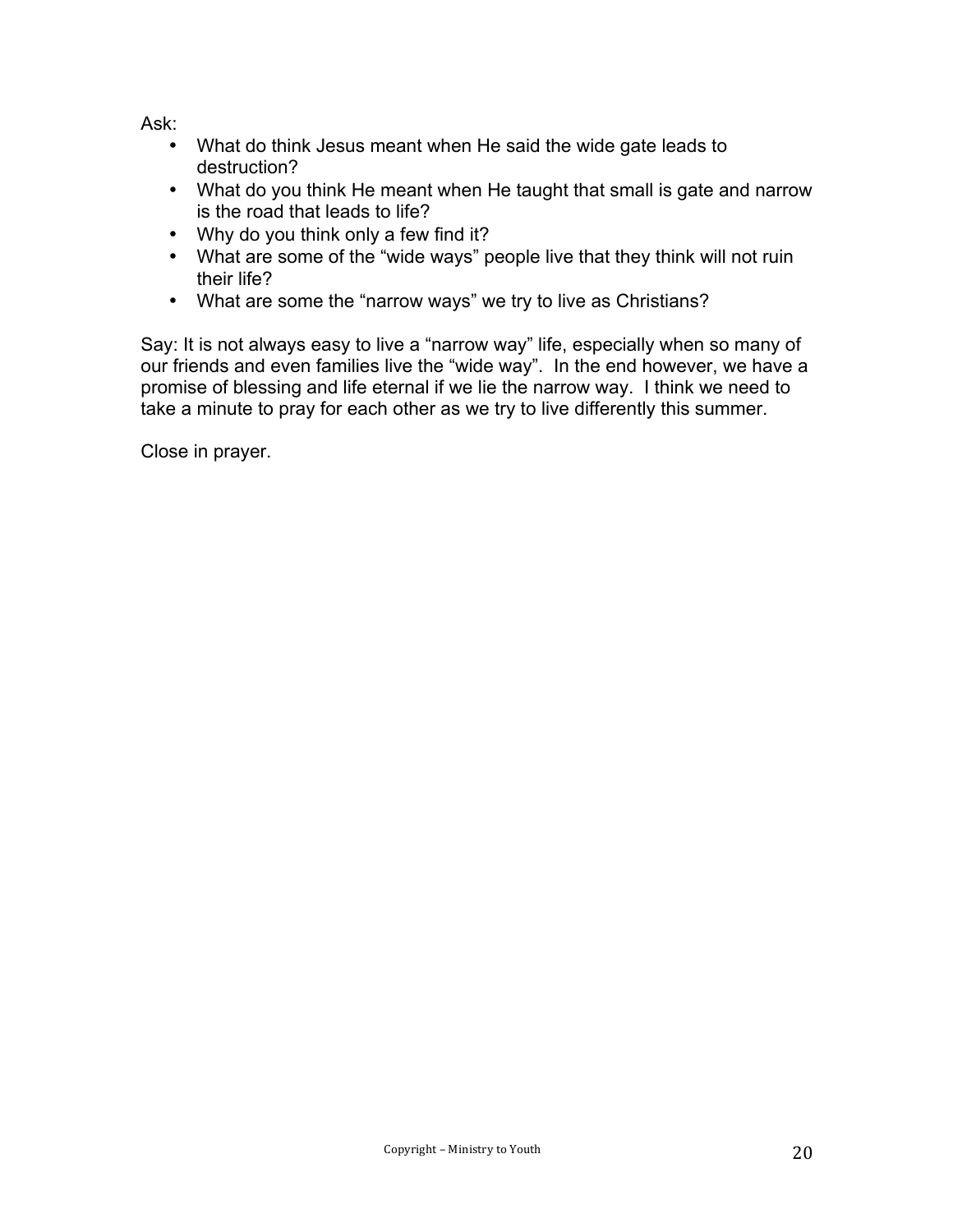Ask:

- What do think Jesus meant when He said the wide gate leads to destruction?
- What do you think He meant when He taught that small is gate and narrow is the road that leads to life?
- Why do you think only a few find it?
- What are some of the "wide ways" people live that they think will not ruin their life?
- What are some the "narrow ways" we try to live as Christians?

Say: It is not always easy to live a "narrow way" life, especially when so many of our friends and even families live the "wide way". In the end however, we have a promise of blessing and life eternal if we lie the narrow way. I think we need to take a minute to pray for each other as we try to live differently this summer.

Close in prayer.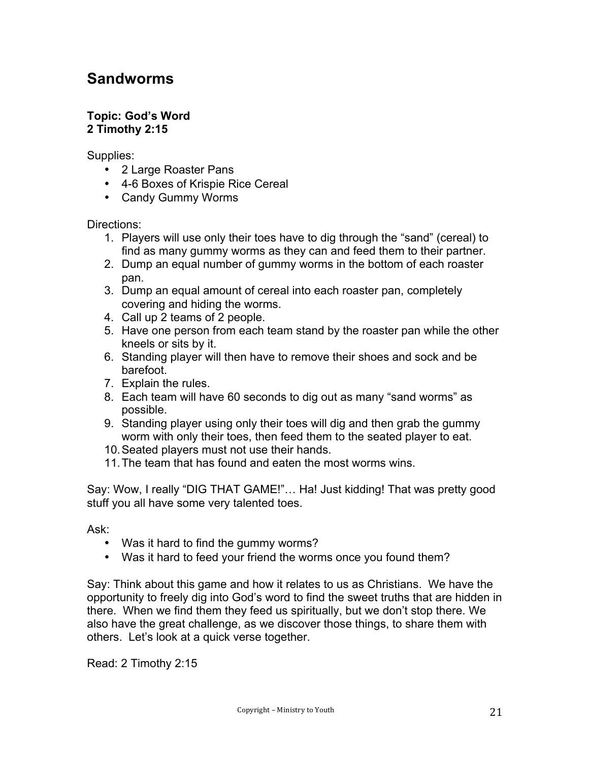## Sandworms

**Topic: God's Word**
**2 Timothy 2:15**

Supplies:

- 2 Large Roaster Pans
- 4-6 Boxes of Krispie Rice Cereal
- Candy Gummy Worms

Directions:

1. Players will use only their toes have to dig through the "sand" (cereal) to find as many gummy worms as they can and feed them to their partner.
2. Dump an equal number of gummy worms in the bottom of each roaster pan.
3. Dump an equal amount of cereal into each roaster pan, completely covering and hiding the worms.
4. Call up 2 teams of 2 people.
5. Have one person from each team stand by the roaster pan while the other kneels or sits by it.
6. Standing player will then have to remove their shoes and sock and be barefoot.
7. Explain the rules.
8. Each team will have 60 seconds to dig out as many "sand worms" as possible.
9. Standing player using only their toes will dig and then grab the gummy worm with only their toes, then feed them to the seated player to eat.
10. Seated players must not use their hands.
11. The team that has found and eaten the most worms wins.

Say: Wow, I really "DIG THAT GAME!"… Ha! Just kidding! That was pretty good stuff you all have some very talented toes.

Ask:

- Was it hard to find the gummy worms?
- Was it hard to feed your friend the worms once you found them?

Say: Think about this game and how it relates to us as Christians. We have the opportunity to freely dig into God's word to find the sweet truths that are hidden in there. When we find them they feed us spiritually, but we don't stop there. We also have the great challenge, as we discover those things, to share them with others. Let's look at a quick verse together.

Read: 2 Timothy 2:15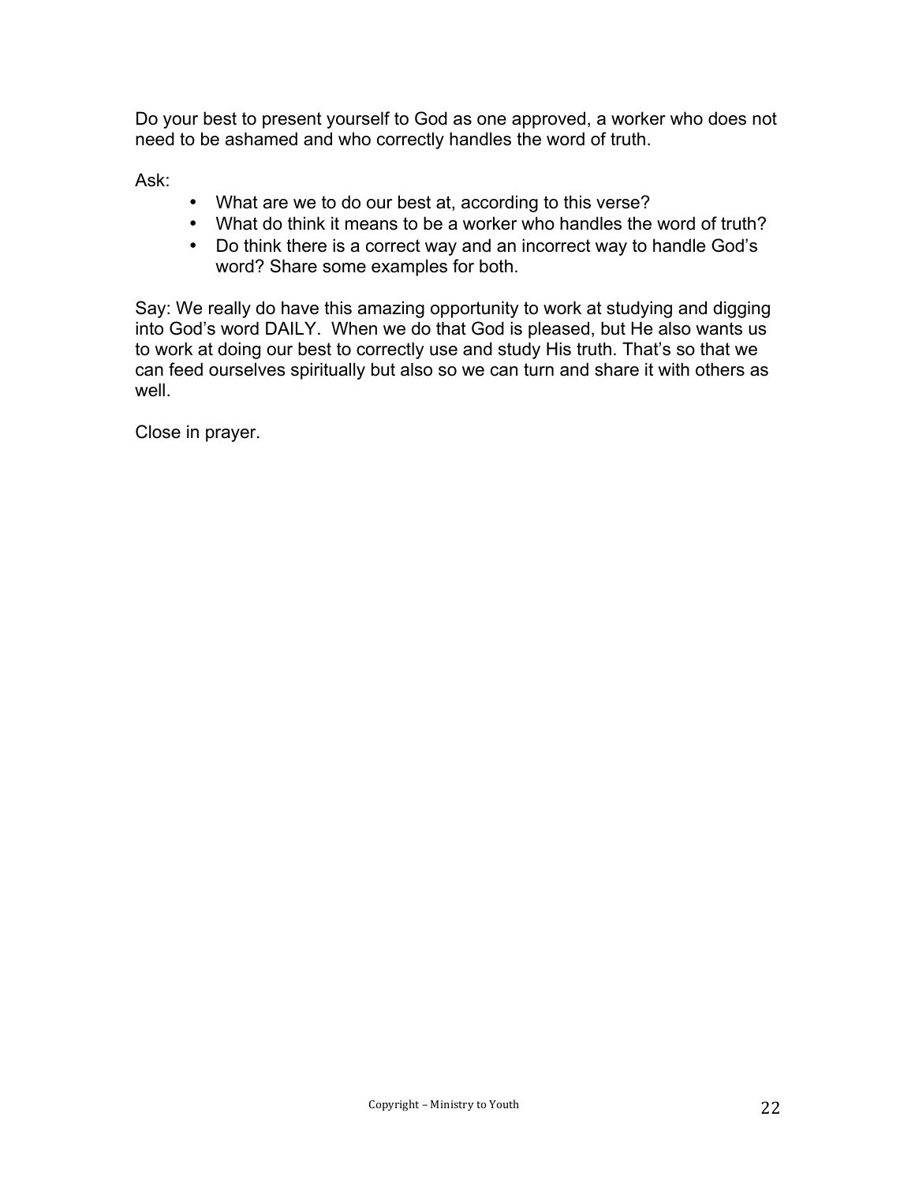Do your best to present yourself to God as one approved, a worker who does not need to be ashamed and who correctly handles the word of truth.

Ask:

- What are we to do our best at, according to this verse?
- What do think it means to be a worker who handles the word of truth?
- Do think there is a correct way and an incorrect way to handle God's word? Share some examples for both.

Say: We really do have this amazing opportunity to work at studying and digging into God's word DAILY. When we do that God is pleased, but He also wants us to work at doing our best to correctly use and study His truth. That's so that we can feed ourselves spiritually but also so we can turn and share it with others as well.

Close in prayer.